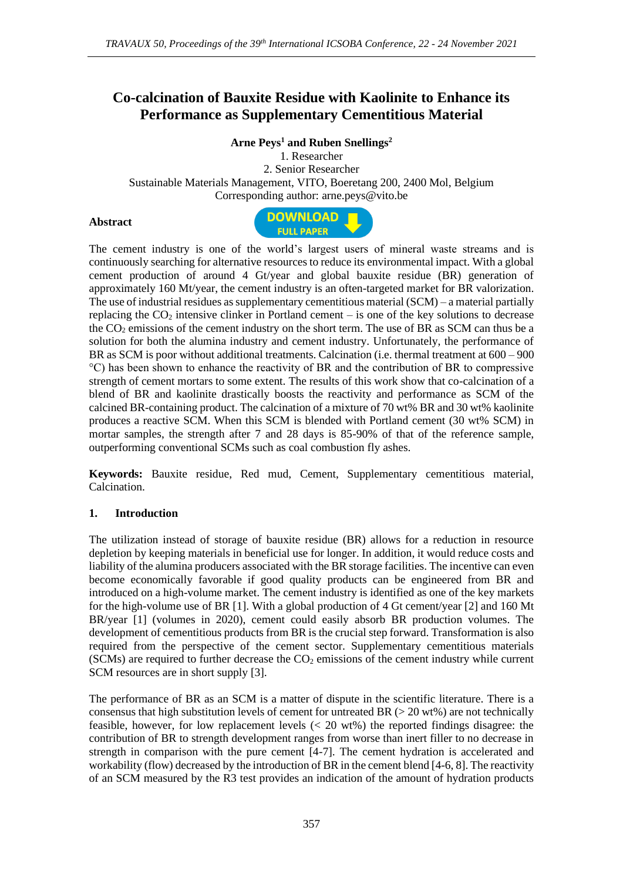# Co-calcination of Bauxite Residue with Kaolinite to Enhance its Performance as Supplementary Cementitious Material

**Arne Peys[1] and Ruben Snellings[2]**

1. Researcher
2. Senior Researcher

Sustainable Materials Management, VITO, Boeretang 200, 2400 Mol, Belgium

Corresponding author: arne.peys@vito.be

## Abstract

The cement industry is one of the world's largest users of mineral waste streams and is continuously searching for alternative resources to reduce its environmental impact. With a global cement production of around 4 Gt/year and global bauxite residue (BR) generation of approximately 160 Mt/year, the cement industry is an often-targeted market for BR valorization. The use of industrial residues as supplementary cementitious material (SCM) – a material partially replacing the $CO_2$ intensive clinker in Portland cement – is one of the key solutions to decrease the $CO_2$ emissions of the cement industry on the short term. The use of BR as SCM can thus be a solution for both the alumina industry and cement industry. Unfortunately, the performance of BR as SCM is poor without additional treatments. Calcination (i.e. thermal treatment at 600 – 900 °C) has been shown to enhance the reactivity of BR and the contribution of BR to compressive strength of cement mortars to some extent. The results of this work show that co-calcination of a blend of BR and kaolinite drastically boosts the reactivity and performance as SCM of the calcined BR-containing product. The calcination of a mixture of 70 wt% BR and 30 wt% kaolinite produces a reactive SCM. When this SCM is blended with Portland cement (30 wt% SCM) in mortar samples, the strength after 7 and 28 days is 85-90% of that of the reference sample, outperforming conventional SCMs such as coal combustion fly ashes.

**Keywords:** Bauxite residue, Red mud, Cement, Supplementary cementitious material, Calcination.

## 1. Introduction

The utilization instead of storage of bauxite residue (BR) allows for a reduction in resource depletion by keeping materials in beneficial use for longer. In addition, it would reduce costs and liability of the alumina producers associated with the BR storage facilities. The incentive can even become economically favorable if good quality products can be engineered from BR and introduced on a high-volume market. The cement industry is identified as one of the key markets for the high-volume use of BR [1]. With a global production of 4 Gt cement/year [2] and 160 Mt BR/year [1] (volumes in 2020), cement could easily absorb BR production volumes. The development of cementitious products from BR is the crucial step forward. Transformation is also required from the perspective of the cement sector. Supplementary cementitious materials (SCMs) are required to further decrease the $CO_2$ emissions of the cement industry while current SCM resources are in short supply [3].

The performance of BR as an SCM is a matter of dispute in the scientific literature. There is a consensus that high substitution levels of cement for untreated BR (> 20 wt%) are not technically feasible, however, for low replacement levels (< 20 wt%) the reported findings disagree: the contribution of BR to strength development ranges from worse than inert filler to no decrease in strength in comparison with the pure cement [4-7]. The cement hydration is accelerated and workability (flow) decreased by the introduction of BR in the cement blend [4-6, 8]. The reactivity of an SCM measured by the R3 test provides an indication of the amount of hydration products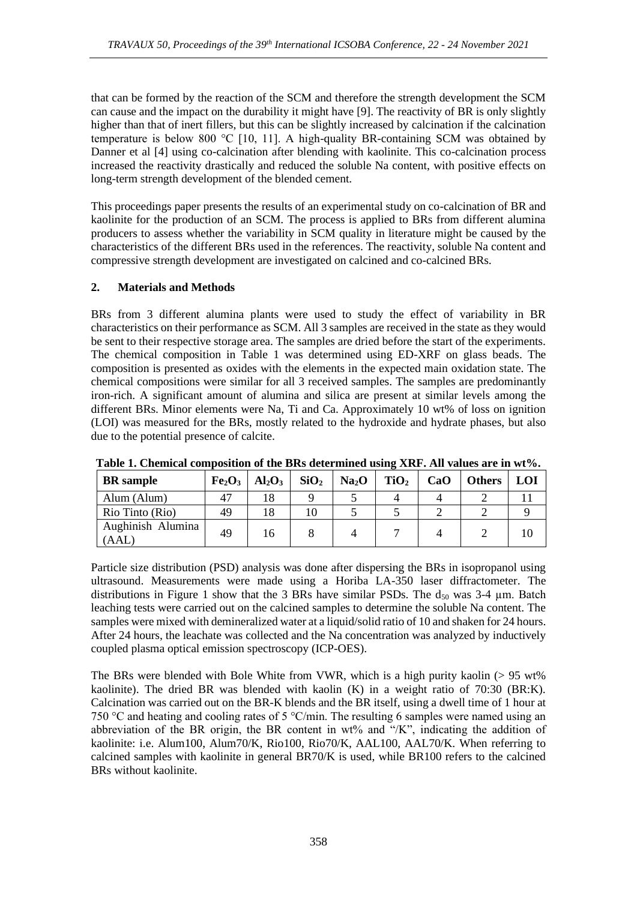that can be formed by the reaction of the SCM and therefore the strength development the SCM can cause and the impact on the durability it might have [9]. The reactivity of BR is only slightly higher than that of inert fillers, but this can be slightly increased by calcination if the calcination temperature is below 800 °C [10, 11]. A high-quality BR-containing SCM was obtained by Danner et al [4] using co-calcination after blending with kaolinite. This co-calcination process increased the reactivity drastically and reduced the soluble Na content, with positive effects on long-term strength development of the blended cement.

This proceedings paper presents the results of an experimental study on co-calcination of BR and kaolinite for the production of an SCM. The process is applied to BRs from different alumina producers to assess whether the variability in SCM quality in literature might be caused by the characteristics of the different BRs used in the references. The reactivity, soluble Na content and compressive strength development are investigated on calcined and co-calcined BRs.

## 2. Materials and Methods

BRs from 3 different alumina plants were used to study the effect of variability in BR characteristics on their performance as SCM. All 3 samples are received in the state as they would be sent to their respective storage area. The samples are dried before the start of the experiments. The chemical composition in Table 1 was determined using ED-XRF on glass beads. The composition is presented as oxides with the elements in the expected main oxidation state. The chemical compositions were similar for all 3 received samples. The samples are predominantly iron-rich. A significant amount of alumina and silica are present at similar levels among the different BRs. Minor elements were Na, Ti and Ca. Approximately 10 wt% of loss on ignition (LOI) was measured for the BRs, mostly related to the hydroxide and hydrate phases, but also due to the potential presence of calcite.

**Table 1. Chemical composition of the BRs determined using XRF. All values are in wt%.**

| BR sample | $Fe_2O_3$ | $Al_2O_3$ | $SiO_2$ | $Na_2O$ | $TiO_2$ | CaO | Others | LOI |
|---|---|---|---|---|---|---|---|---|
| Alum (Alum) | 47 | 18 | 9 | 5 | 4 | 4 | 2 | 11 |
| Rio Tinto (Rio) | 49 | 18 | 10 | 5 | 5 | 2 | 2 | 9 |
| Aughinish Alumina (AAL) | 49 | 16 | 8 | 4 | 7 | 4 | 2 | 10 |

Particle size distribution (PSD) analysis was done after dispersing the BRs in isopropanol using ultrasound. Measurements were made using a Horiba LA-350 laser diffractometer. The distributions in Figure 1 show that the 3 BRs have similar PSDs. The $d_{50}$ was 3-4 μm. Batch leaching tests were carried out on the calcined samples to determine the soluble Na content. The samples were mixed with demineralized water at a liquid/solid ratio of 10 and shaken for 24 hours. After 24 hours, the leachate was collected and the Na concentration was analyzed by inductively coupled plasma optical emission spectroscopy (ICP-OES).

The BRs were blended with Bole White from VWR, which is a high purity kaolin (> 95 wt% kaolinite). The dried BR was blended with kaolin (K) in a weight ratio of 70:30 (BR:K). Calcination was carried out on the BR-K blends and the BR itself, using a dwell time of 1 hour at 750 °C and heating and cooling rates of 5 °C/min. The resulting 6 samples were named using an abbreviation of the BR origin, the BR content in wt% and "/K", indicating the addition of kaolinite: i.e. Alum100, Alum70/K, Rio100, Rio70/K, AAL100, AAL70/K. When referring to calcined samples with kaolinite in general BR70/K is used, while BR100 refers to the calcined BRs without kaolinite.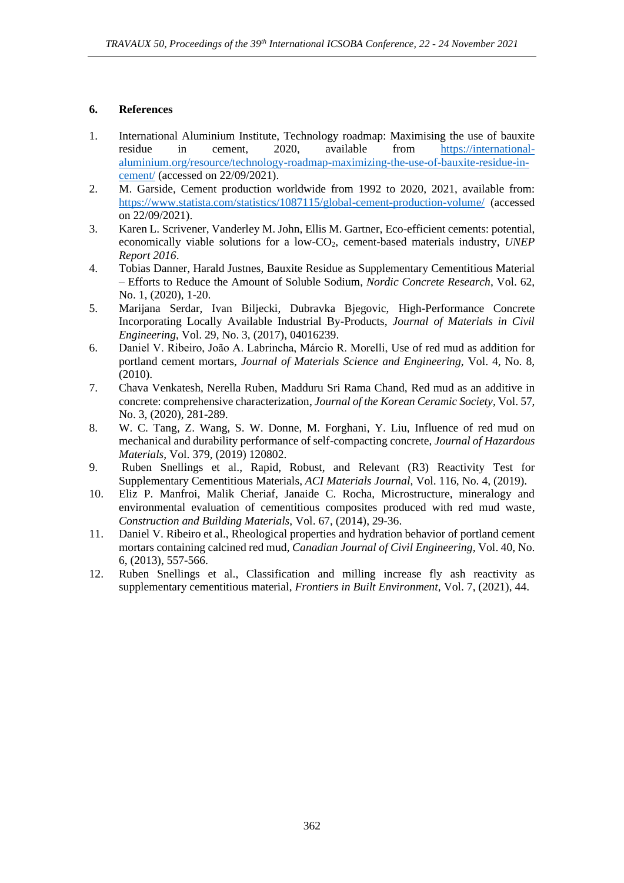## 6. References

1. International Aluminium Institute, Technology roadmap: Maximising the use of bauxite residue in cement, 2020, available from https://international-aluminium.org/resource/technology-roadmap-maximizing-the-use-of-bauxite-residue-in-cement/ (accessed on 22/09/2021).
2. M. Garside, Cement production worldwide from 1992 to 2020, 2021, available from: https://www.statista.com/statistics/1087115/global-cement-production-volume/ (accessed on 22/09/2021).
3. Karen L. Scrivener, Vanderley M. John, Ellis M. Gartner, Eco-efficient cements: potential, economically viable solutions for a low-$CO_2$, cement-based materials industry, *UNEP Report 2016*.
4. Tobias Danner, Harald Justnes, Bauxite Residue as Supplementary Cementitious Material – Efforts to Reduce the Amount of Soluble Sodium, *Nordic Concrete Research*, Vol. 62, No. 1, (2020), 1-20.
5. Marijana Serdar, Ivan Biljecki, Dubravka Bjegovic, High-Performance Concrete Incorporating Locally Available Industrial By-Products, *Journal of Materials in Civil Engineering*, Vol. 29, No. 3, (2017), 04016239.
6. Daniel V. Ribeiro, João A. Labrincha, Márcio R. Morelli, Use of red mud as addition for portland cement mortars, *Journal of Materials Science and Engineering*, Vol. 4, No. 8, (2010).
7. Chava Venkatesh, Nerella Ruben, Madduru Sri Rama Chand, Red mud as an additive in concrete: comprehensive characterization, *Journal of the Korean Ceramic Society*, Vol. 57, No. 3, (2020), 281-289.
8. W. C. Tang, Z. Wang, S. W. Donne, M. Forghani, Y. Liu, Influence of red mud on mechanical and durability performance of self-compacting concrete, *Journal of Hazardous Materials*, Vol. 379, (2019) 120802.
9. Ruben Snellings et al., Rapid, Robust, and Relevant (R3) Reactivity Test for Supplementary Cementitious Materials, *ACI Materials Journal*, Vol. 116, No. 4, (2019).
10. Eliz P. Manfroi, Malik Cheriaf, Janaide C. Rocha, Microstructure, mineralogy and environmental evaluation of cementitious composites produced with red mud waste, *Construction and Building Materials*, Vol. 67, (2014), 29-36.
11. Daniel V. Ribeiro et al., Rheological properties and hydration behavior of portland cement mortars containing calcined red mud, *Canadian Journal of Civil Engineering*, Vol. 40, No. 6, (2013), 557-566.
12. Ruben Snellings et al., Classification and milling increase fly ash reactivity as supplementary cementitious material, *Frontiers in Built Environment*, Vol. 7, (2021), 44.